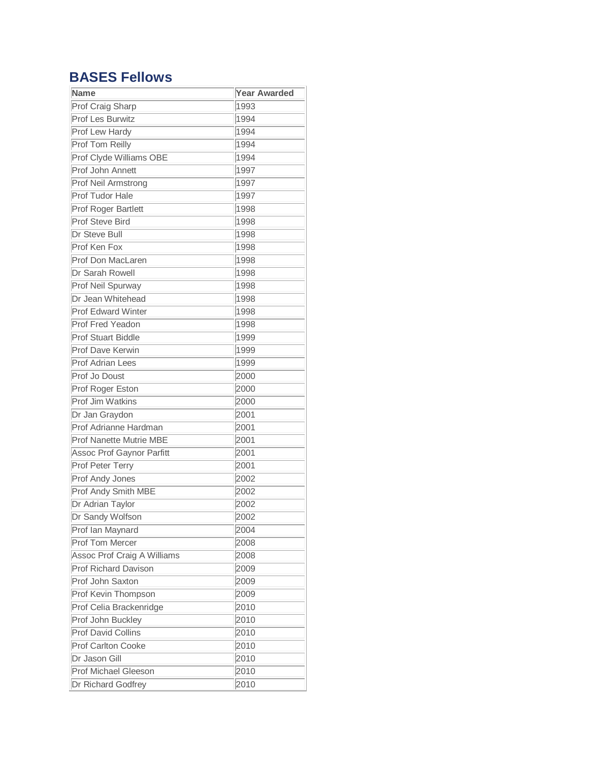## BASES Fellows

| Name | Year Awarded |
|---|---|
| Prof Craig Sharp | 1993 |
| Prof Les Burwitz | 1994 |
| Prof Lew Hardy | 1994 |
| Prof Tom Reilly | 1994 |
| Prof Clyde Williams OBE | 1994 |
| Prof John Annett | 1997 |
| Prof Neil Armstrong | 1997 |
| Prof Tudor Hale | 1997 |
| Prof Roger Bartlett | 1998 |
| Prof Steve Bird | 1998 |
| Dr Steve Bull | 1998 |
| Prof Ken Fox | 1998 |
| Prof Don MacLaren | 1998 |
| Dr Sarah Rowell | 1998 |
| Prof Neil Spurway | 1998 |
| Dr Jean Whitehead | 1998 |
| Prof Edward Winter | 1998 |
| Prof Fred Yeadon | 1998 |
| Prof Stuart Biddle | 1999 |
| Prof Dave Kerwin | 1999 |
| Prof Adrian Lees | 1999 |
| Prof Jo Doust | 2000 |
| Prof Roger Eston | 2000 |
| Prof Jim Watkins | 2000 |
| Dr Jan Graydon | 2001 |
| Prof Adrianne Hardman | 2001 |
| Prof Nanette Mutrie MBE | 2001 |
| Assoc Prof Gaynor Parfitt | 2001 |
| Prof Peter Terry | 2001 |
| Prof Andy Jones | 2002 |
| Prof Andy Smith MBE | 2002 |
| Dr Adrian Taylor | 2002 |
| Dr Sandy Wolfson | 2002 |
| Prof Ian Maynard | 2004 |
| Prof Tom Mercer | 2008 |
| Assoc Prof Craig A Williams | 2008 |
| Prof Richard Davison | 2009 |
| Prof John Saxton | 2009 |
| Prof Kevin Thompson | 2009 |
| Prof Celia Brackenridge | 2010 |
| Prof John Buckley | 2010 |
| Prof David Collins | 2010 |
| Prof Carlton Cooke | 2010 |
| Dr Jason Gill | 2010 |
| Prof Michael Gleeson | 2010 |
| Dr Richard Godfrey | 2010 |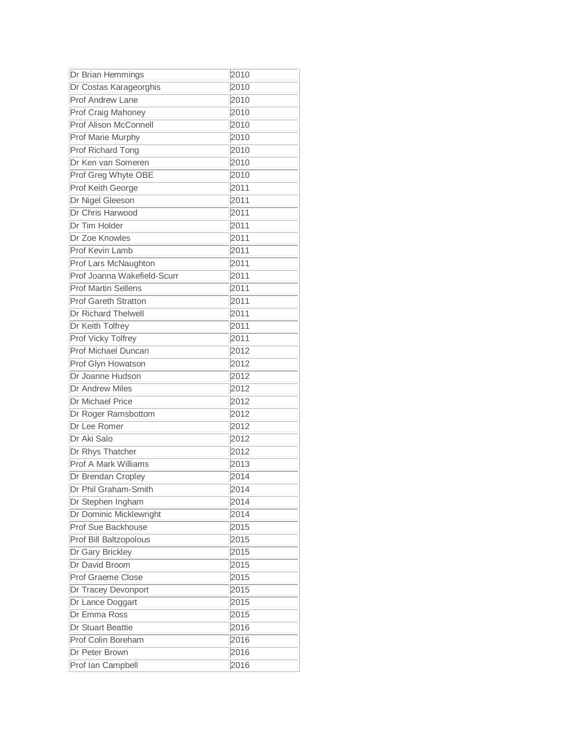| | |
|---|---|
| Dr Brian Hemmings | 2010 |
| Dr Costas Karageorghis | 2010 |
| Prof Andrew Lane | 2010 |
| Prof Craig Mahoney | 2010 |
| Prof Alison McConnell | 2010 |
| Prof Marie Murphy | 2010 |
| Prof Richard Tong | 2010 |
| Dr Ken van Someren | 2010 |
| Prof Greg Whyte OBE | 2010 |
| Prof Keith George | 2011 |
| Dr Nigel Gleeson | 2011 |
| Dr Chris Harwood | 2011 |
| Dr Tim Holder | 2011 |
| Dr Zoe Knowles | 2011 |
| Prof Kevin Lamb | 2011 |
| Prof Lars McNaughton | 2011 |
| Prof Joanna Wakefield-Scurr | 2011 |
| Prof Martin Sellens | 2011 |
| Prof Gareth Stratton | 2011 |
| Dr Richard Thelwell | 2011 |
| Dr Keith Tolfrey | 2011 |
| Prof Vicky Tolfrey | 2011 |
| Prof Michael Duncan | 2012 |
| Prof Glyn Howatson | 2012 |
| Dr Joanne Hudson | 2012 |
| Dr Andrew Miles | 2012 |
| Dr Michael Price | 2012 |
| Dr Roger Ramsbottom | 2012 |
| Dr Lee Romer | 2012 |
| Dr Aki Salo | 2012 |
| Dr Rhys Thatcher | 2012 |
| Prof A Mark Williams | 2013 |
| Dr Brendan Cropley | 2014 |
| Dr Phil Graham-Smith | 2014 |
| Dr Stephen Ingham | 2014 |
| Dr Dominic Micklewright | 2014 |
| Prof Sue Backhouse | 2015 |
| Prof Bill Baltzopolous | 2015 |
| Dr Gary Brickley | 2015 |
| Dr David Broom | 2015 |
| Prof Graeme Close | 2015 |
| Dr Tracey Devonport | 2015 |
| Dr Lance Doggart | 2015 |
| Dr Emma Ross | 2015 |
| Dr Stuart Beattie | 2016 |
| Prof Colin Boreham | 2016 |
| Dr Peter Brown | 2016 |
| Prof Ian Campbell | 2016 |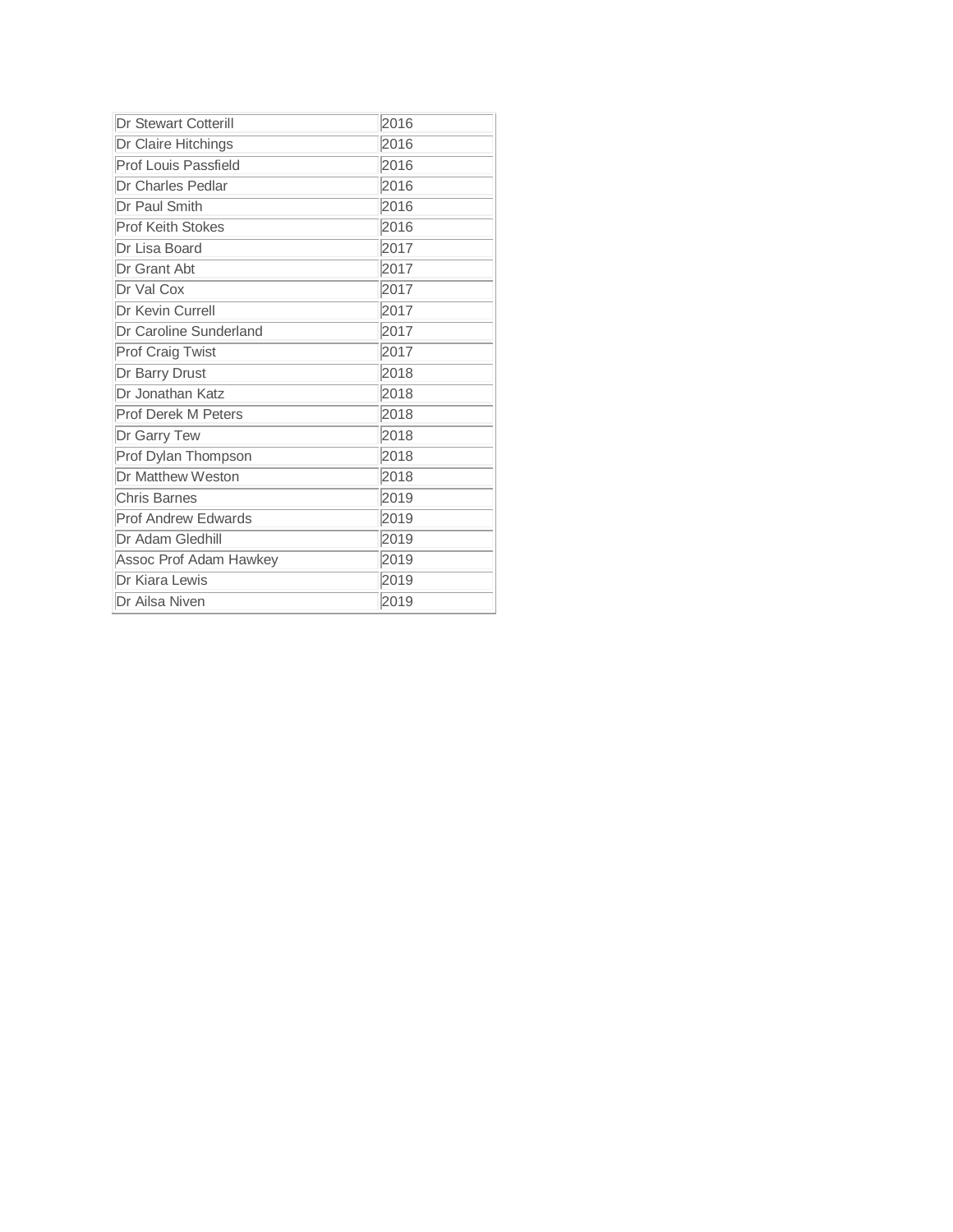| | |
|---|---|
| Dr Stewart Cotterill | 2016 |
| Dr Claire Hitchings | 2016 |
| Prof Louis Passfield | 2016 |
| Dr Charles Pedlar | 2016 |
| Dr Paul Smith | 2016 |
| Prof Keith Stokes | 2016 |
| Dr Lisa Board | 2017 |
| Dr Grant Abt | 2017 |
| Dr Val Cox | 2017 |
| Dr Kevin Currell | 2017 |
| Dr Caroline Sunderland | 2017 |
| Prof Craig Twist | 2017 |
| Dr Barry Drust | 2018 |
| Dr Jonathan Katz | 2018 |
| Prof Derek M Peters | 2018 |
| Dr Garry Tew | 2018 |
| Prof Dylan Thompson | 2018 |
| Dr Matthew Weston | 2018 |
| Chris Barnes | 2019 |
| Prof Andrew Edwards | 2019 |
| Dr Adam Gledhill | 2019 |
| Assoc Prof Adam Hawkey | 2019 |
| Dr Kiara Lewis | 2019 |
| Dr Ailsa Niven | 2019 |